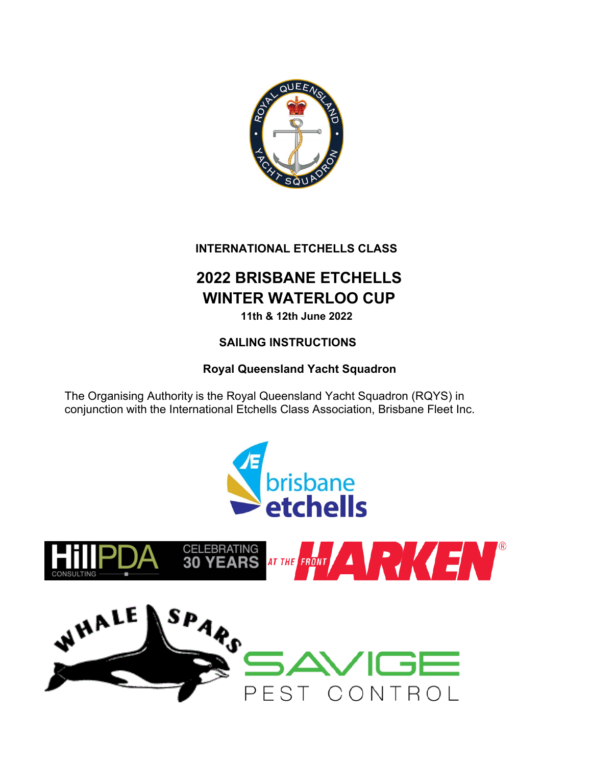**INTERNATIONAL ETCHELLS CLASS**

# 2022 BRISBANE ETCHELLS WINTER WATERLOO CUP

**11th & 12th June 2022**

## SAILING INSTRUCTIONS

**Royal Queensland Yacht Squadron**

The Organising Authority is the Royal Queensland Yacht Squadron (RQYS) in conjunction with the International Etchells Class Association, Brisbane Fleet Inc.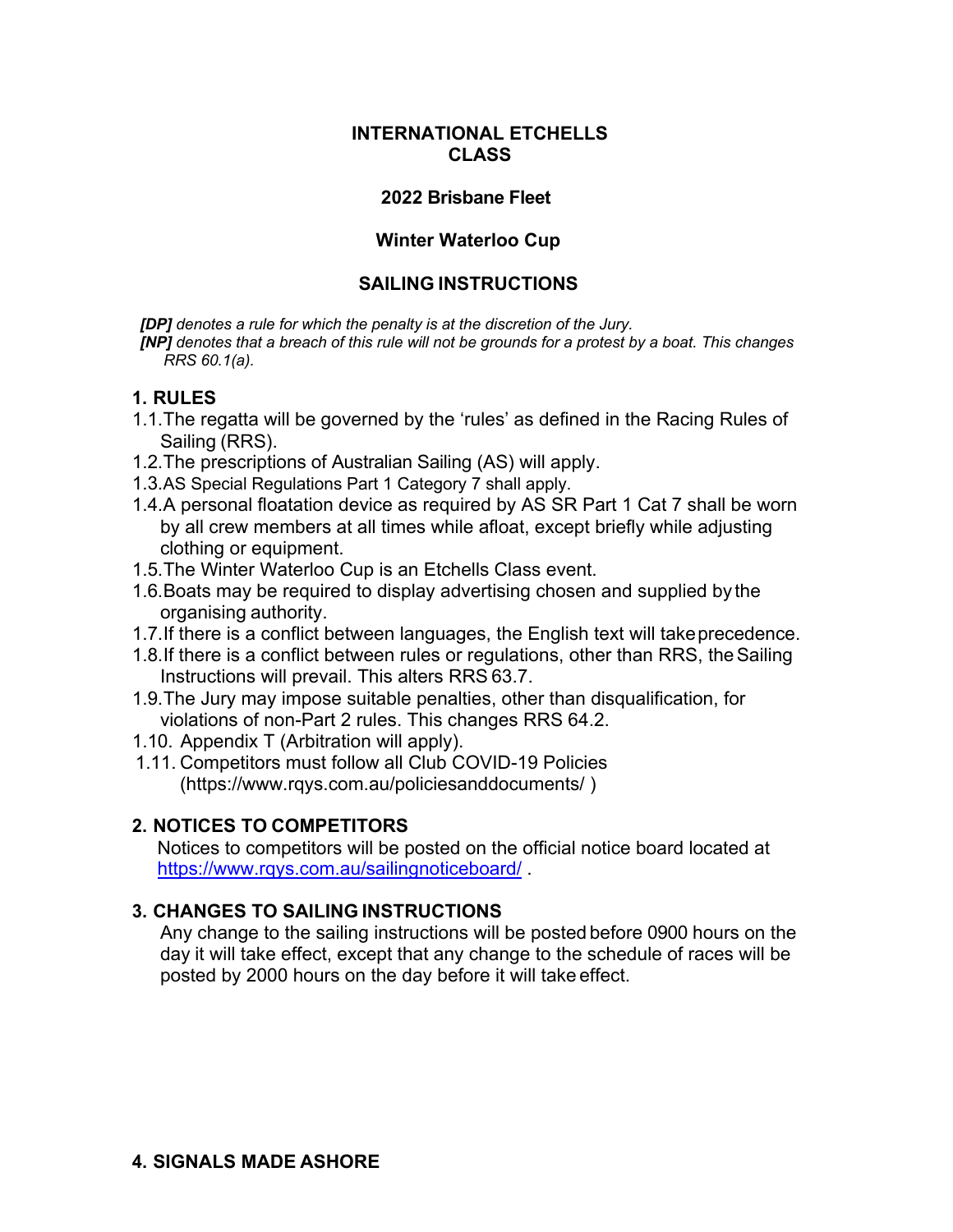**INTERNATIONAL ETCHELLS CLASS**

**2022 Brisbane Fleet**

**Winter Waterloo Cup**

**SAILING INSTRUCTIONS**

***[DP]*** *denotes a rule for which the penalty is at the discretion of the Jury.*
***[NP]*** *denotes that a breach of this rule will not be grounds for a protest by a boat. This changes RRS 60.1(a).*

## 1. RULES

1.1. The regatta will be governed by the 'rules' as defined in the Racing Rules of Sailing (RRS).
1.2. The prescriptions of Australian Sailing (AS) will apply.
1.3. AS Special Regulations Part 1 Category 7 shall apply.
1.4. A personal floatation device as required by AS SR Part 1 Cat 7 shall be worn by all crew members at all times while afloat, except briefly while adjusting clothing or equipment.
1.5. The Winter Waterloo Cup is an Etchells Class event.
1.6. Boats may be required to display advertising chosen and supplied by the organising authority.
1.7. If there is a conflict between languages, the English text will take precedence.
1.8. If there is a conflict between rules or regulations, other than RRS, the Sailing Instructions will prevail. This alters RRS 63.7.
1.9. The Jury may impose suitable penalties, other than disqualification, for violations of non-Part 2 rules. This changes RRS 64.2.
1.10. Appendix T (Arbitration will apply).
1.11. Competitors must follow all Club COVID-19 Policies (https://www.rqys.com.au/policiesanddocuments/ )

## 2. NOTICES TO COMPETITORS

Notices to competitors will be posted on the official notice board located at https://www.rqys.com.au/sailingnoticeboard/ .

## 3. CHANGES TO SAILING INSTRUCTIONS

Any change to the sailing instructions will be posted before 0900 hours on the day it will take effect, except that any change to the schedule of races will be posted by 2000 hours on the day before it will take effect.

## 4. SIGNALS MADE ASHORE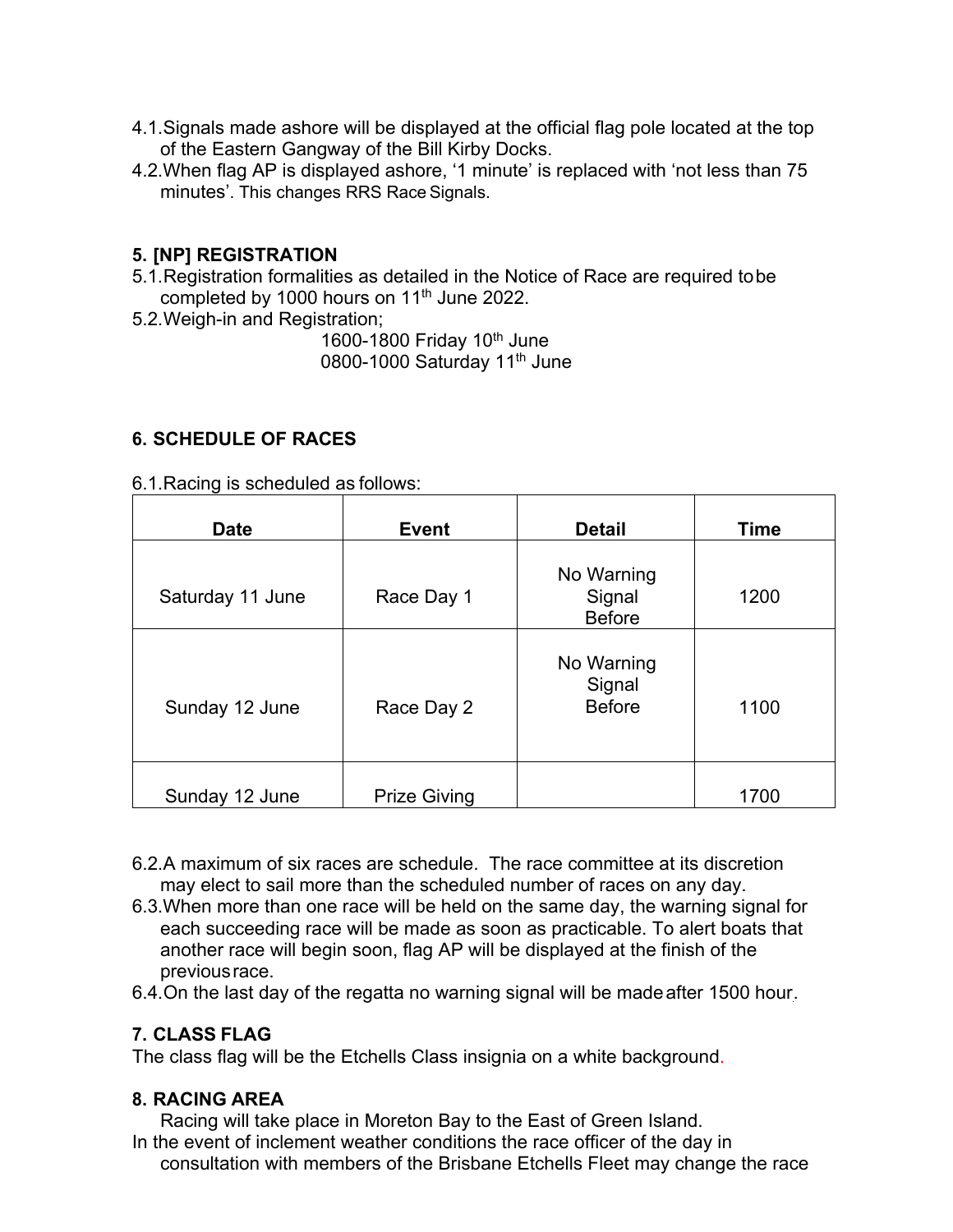4.1. Signals made ashore will be displayed at the official flag pole located at the top of the Eastern Gangway of the Bill Kirby Docks.

4.2. When flag AP is displayed ashore, '1 minute' is replaced with 'not less than 75 minutes'. This changes RRS Race Signals.

## 5. [NP] REGISTRATION

5.1. Registration formalities as detailed in the Notice of Race are required to be completed by 1000 hours on 11th June 2022.

5.2. Weigh-in and Registration;

1600-1800 Friday 10th June
0800-1000 Saturday 11th June

## 6. SCHEDULE OF RACES

6.1. Racing is scheduled as follows:

| Date | Event | Detail | Time |
|---|---|---|---|
| Saturday 11 June | Race Day 1 | No Warning Signal Before | 1200 |
| Sunday 12 June | Race Day 2 | No Warning Signal Before | 1100 |
| Sunday 12 June | Prize Giving | | 1700 |

6.2. A maximum of six races are schedule. The race committee at its discretion may elect to sail more than the scheduled number of races on any day.

6.3. When more than one race will be held on the same day, the warning signal for each succeeding race will be made as soon as practicable. To alert boats that another race will begin soon, flag AP will be displayed at the finish of the previous race.

6.4. On the last day of the regatta no warning signal will be made after 1500 hour.

## 7. CLASS FLAG

The class flag will be the Etchells Class insignia on a white background.

## 8. RACING AREA

Racing will take place in Moreton Bay to the East of Green Island.

In the event of inclement weather conditions the race officer of the day in consultation with members of the Brisbane Etchells Fleet may change the race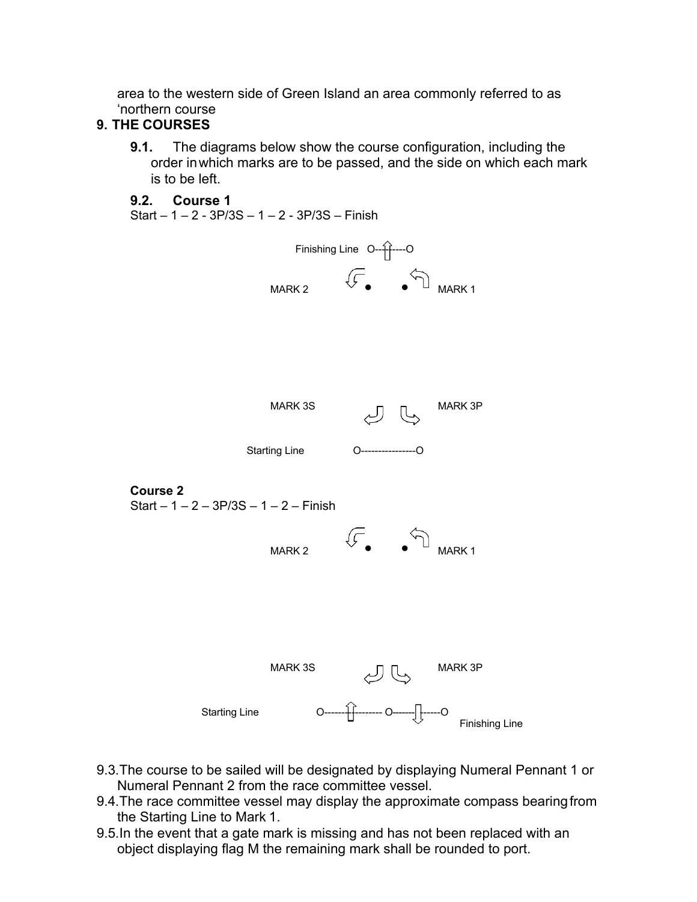area to the western side of Green Island an area commonly referred to as 'northern course

## 9. THE COURSES

**9.1.** The diagrams below show the course configuration, including the order in which marks are to be passed, and the side on which each mark is to be left.

**9.2. Course 1**

Start – 1 – 2 - 3P/3S – 1 – 2 - 3P/3S – Finish

Finishing Line

MARK 2 MARK 1

MARK 3S MARK 3P

Starting Line

**Course 2**

Start – 1 – 2 – 3P/3S – 1 – 2 – Finish

MARK 2 MARK 1

MARK 3S MARK 3P

Starting Line Finishing Line

9.3. The course to be sailed will be designated by displaying Numeral Pennant 1 or Numeral Pennant 2 from the race committee vessel.

9.4. The race committee vessel may display the approximate compass bearing from the Starting Line to Mark 1.

9.5. In the event that a gate mark is missing and has not been replaced with an object displaying flag M the remaining mark shall be rounded to port.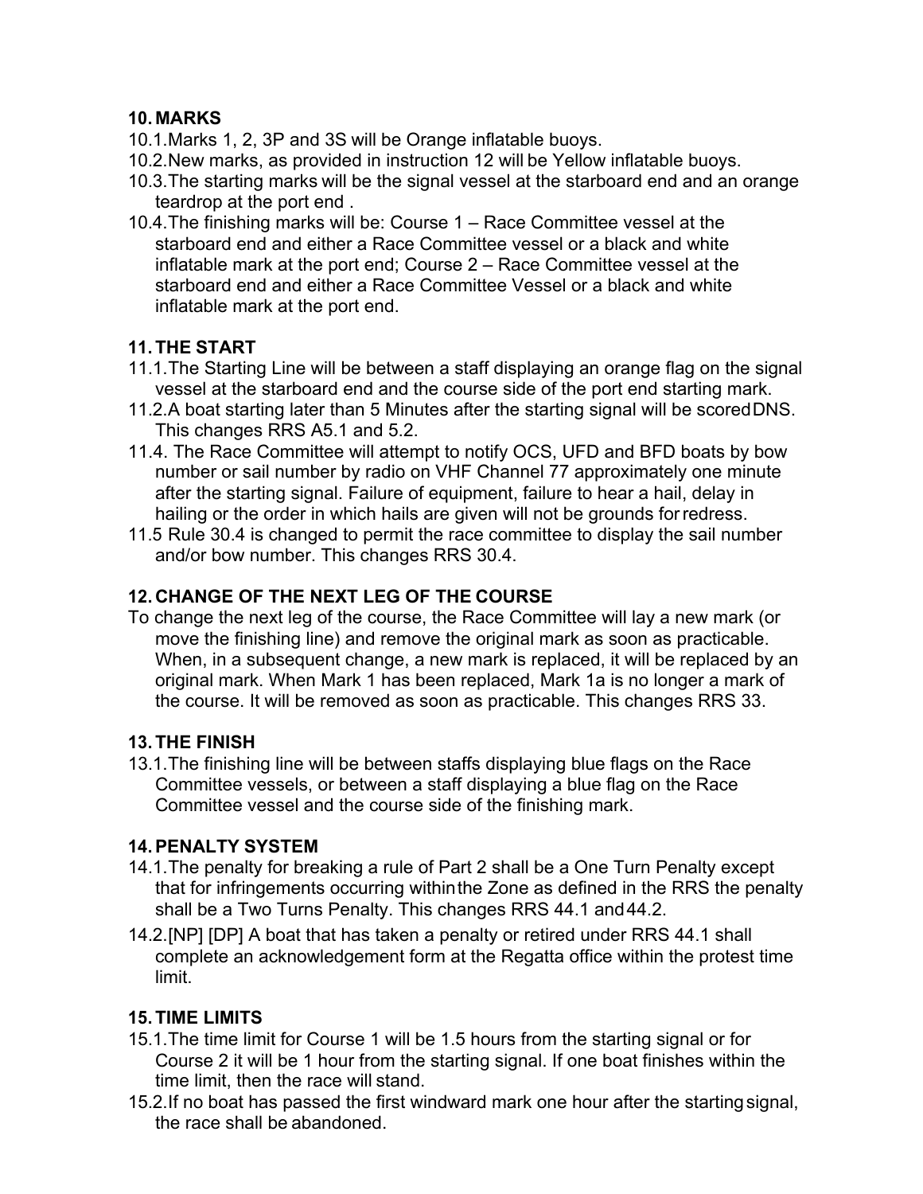## 10. MARKS

10.1. Marks 1, 2, 3P and 3S will be Orange inflatable buoys.

10.2. New marks, as provided in instruction 12 will be Yellow inflatable buoys.

10.3. The starting marks will be the signal vessel at the starboard end and an orange teardrop at the port end .

10.4. The finishing marks will be: Course 1 – Race Committee vessel at the starboard end and either a Race Committee vessel or a black and white inflatable mark at the port end; Course 2 – Race Committee vessel at the starboard end and either a Race Committee Vessel or a black and white inflatable mark at the port end.

## 11. THE START

11.1. The Starting Line will be between a staff displaying an orange flag on the signal vessel at the starboard end and the course side of the port end starting mark.

11.2. A boat starting later than 5 Minutes after the starting signal will be scored DNS. This changes RRS A5.1 and 5.2.

11.4. The Race Committee will attempt to notify OCS, UFD and BFD boats by bow number or sail number by radio on VHF Channel 77 approximately one minute after the starting signal. Failure of equipment, failure to hear a hail, delay in hailing or the order in which hails are given will not be grounds for redress.

11.5 Rule 30.4 is changed to permit the race committee to display the sail number and/or bow number. This changes RRS 30.4.

## 12. CHANGE OF THE NEXT LEG OF THE COURSE

To change the next leg of the course, the Race Committee will lay a new mark (or move the finishing line) and remove the original mark as soon as practicable. When, in a subsequent change, a new mark is replaced, it will be replaced by an original mark. When Mark 1 has been replaced, Mark 1a is no longer a mark of the course. It will be removed as soon as practicable. This changes RRS 33.

## 13. THE FINISH

13.1. The finishing line will be between staffs displaying blue flags on the Race Committee vessels, or between a staff displaying a blue flag on the Race Committee vessel and the course side of the finishing mark.

## 14. PENALTY SYSTEM

14.1. The penalty for breaking a rule of Part 2 shall be a One Turn Penalty except that for infringements occurring within the Zone as defined in the RRS the penalty shall be a Two Turns Penalty. This changes RRS 44.1 and 44.2.

14.2. [NP] [DP] A boat that has taken a penalty or retired under RRS 44.1 shall complete an acknowledgement form at the Regatta office within the protest time limit.

## 15. TIME LIMITS

15.1. The time limit for Course 1 will be 1.5 hours from the starting signal or for Course 2 it will be 1 hour from the starting signal. If one boat finishes within the time limit, then the race will stand.

15.2. If no boat has passed the first windward mark one hour after the starting signal, the race shall be abandoned.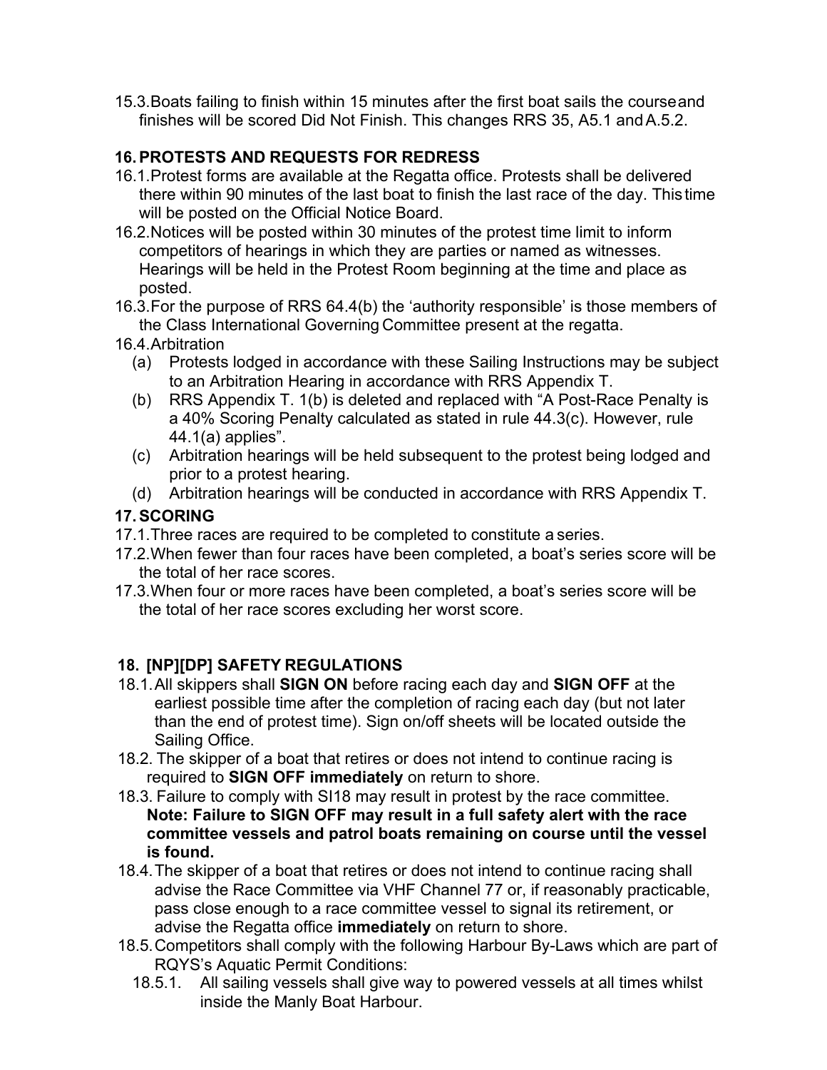15.3. Boats failing to finish within 15 minutes after the first boat sails the course and finishes will be scored Did Not Finish. This changes RRS 35, A5.1 and A.5.2.

## 16. PROTESTS AND REQUESTS FOR REDRESS

16.1. Protest forms are available at the Regatta office. Protests shall be delivered there within 90 minutes of the last boat to finish the last race of the day. This time will be posted on the Official Notice Board.

16.2. Notices will be posted within 30 minutes of the protest time limit to inform competitors of hearings in which they are parties or named as witnesses. Hearings will be held in the Protest Room beginning at the time and place as posted.

16.3. For the purpose of RRS 64.4(b) the 'authority responsible' is those members of the Class International Governing Committee present at the regatta.

16.4. Arbitration

(a) Protests lodged in accordance with these Sailing Instructions may be subject to an Arbitration Hearing in accordance with RRS Appendix T.

(b) RRS Appendix T. 1(b) is deleted and replaced with "A Post-Race Penalty is a 40% Scoring Penalty calculated as stated in rule 44.3(c). However, rule 44.1(a) applies".

(c) Arbitration hearings will be held subsequent to the protest being lodged and prior to a protest hearing.

(d) Arbitration hearings will be conducted in accordance with RRS Appendix T.

## 17. SCORING

17.1. Three races are required to be completed to constitute a series.

17.2. When fewer than four races have been completed, a boat's series score will be the total of her race scores.

17.3. When four or more races have been completed, a boat's series score will be the total of her race scores excluding her worst score.

## 18. [NP][DP] SAFETY REGULATIONS

18.1. All skippers shall **SIGN ON** before racing each day and **SIGN OFF** at the earliest possible time after the completion of racing each day (but not later than the end of protest time). Sign on/off sheets will be located outside the Sailing Office.

18.2. The skipper of a boat that retires or does not intend to continue racing is required to **SIGN OFF immediately** on return to shore.

18.3. Failure to comply with SI18 may result in protest by the race committee.
**Note: Failure to SIGN OFF may result in a full safety alert with the race committee vessels and patrol boats remaining on course until the vessel is found.**

18.4. The skipper of a boat that retires or does not intend to continue racing shall advise the Race Committee via VHF Channel 77 or, if reasonably practicable, pass close enough to a race committee vessel to signal its retirement, or advise the Regatta office **immediately** on return to shore.

18.5. Competitors shall comply with the following Harbour By-Laws which are part of RQYS's Aquatic Permit Conditions:

18.5.1. All sailing vessels shall give way to powered vessels at all times whilst inside the Manly Boat Harbour.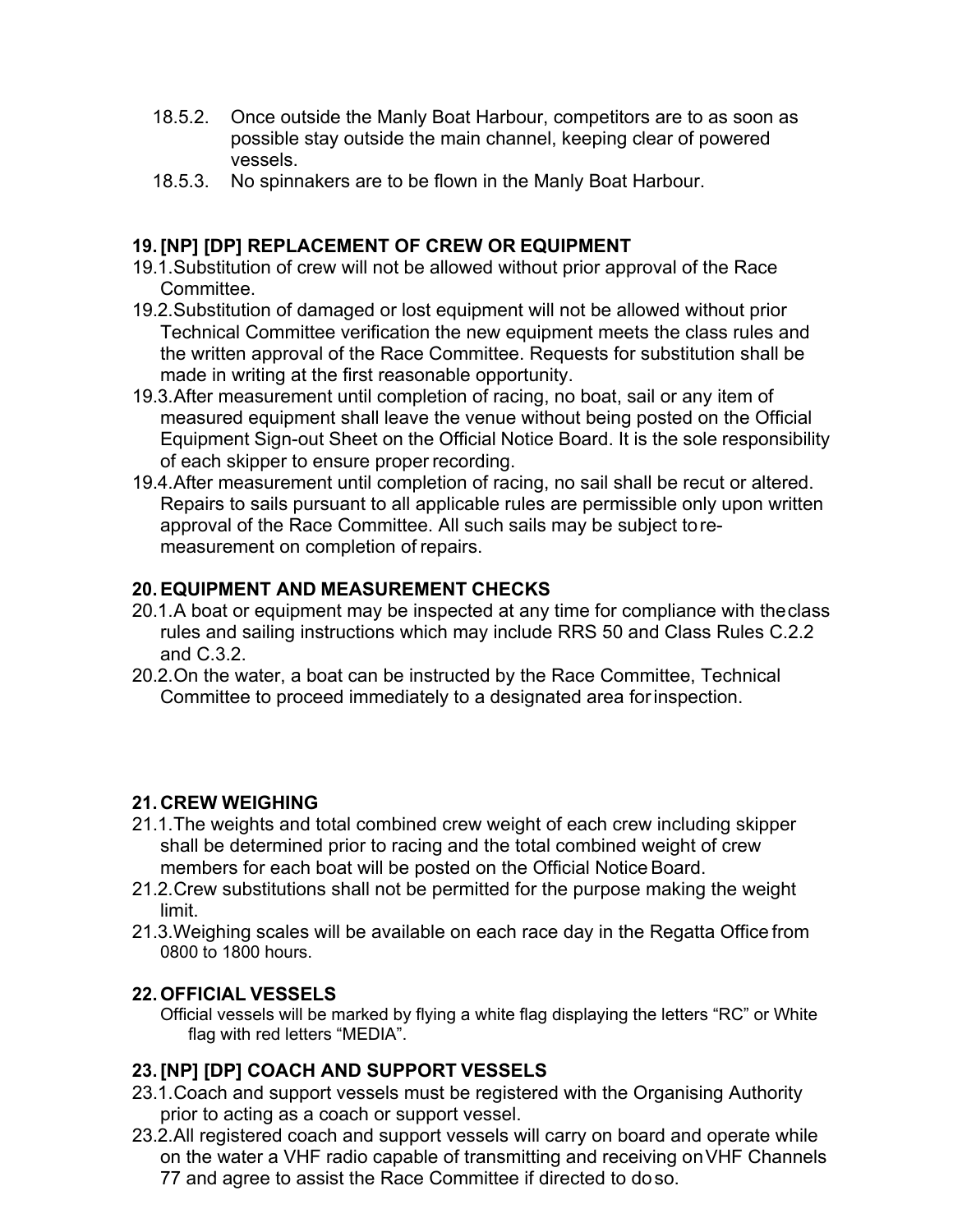18.5.2. Once outside the Manly Boat Harbour, competitors are to as soon as possible stay outside the main channel, keeping clear of powered vessels.

18.5.3. No spinnakers are to be flown in the Manly Boat Harbour.

## 19. [NP] [DP] REPLACEMENT OF CREW OR EQUIPMENT

19.1. Substitution of crew will not be allowed without prior approval of the Race Committee.

19.2. Substitution of damaged or lost equipment will not be allowed without prior Technical Committee verification the new equipment meets the class rules and the written approval of the Race Committee. Requests for substitution shall be made in writing at the first reasonable opportunity.

19.3. After measurement until completion of racing, no boat, sail or any item of measured equipment shall leave the venue without being posted on the Official Equipment Sign-out Sheet on the Official Notice Board. It is the sole responsibility of each skipper to ensure proper recording.

19.4. After measurement until completion of racing, no sail shall be recut or altered. Repairs to sails pursuant to all applicable rules are permissible only upon written approval of the Race Committee. All such sails may be subject to re-measurement on completion of repairs.

## 20. EQUIPMENT AND MEASUREMENT CHECKS

20.1. A boat or equipment may be inspected at any time for compliance with the class rules and sailing instructions which may include RRS 50 and Class Rules C.2.2 and C.3.2.

20.2. On the water, a boat can be instructed by the Race Committee, Technical Committee to proceed immediately to a designated area for inspection.

## 21. CREW WEIGHING

21.1. The weights and total combined crew weight of each crew including skipper shall be determined prior to racing and the total combined weight of crew members for each boat will be posted on the Official Notice Board.

21.2. Crew substitutions shall not be permitted for the purpose making the weight limit.

21.3. Weighing scales will be available on each race day in the Regatta Office from 0800 to 1800 hours.

## 22. OFFICIAL VESSELS

Official vessels will be marked by flying a white flag displaying the letters "RC" or White flag with red letters "MEDIA".

## 23. [NP] [DP] COACH AND SUPPORT VESSELS

23.1. Coach and support vessels must be registered with the Organising Authority prior to acting as a coach or support vessel.

23.2. All registered coach and support vessels will carry on board and operate while on the water a VHF radio capable of transmitting and receiving on VHF Channels 77 and agree to assist the Race Committee if directed to do so.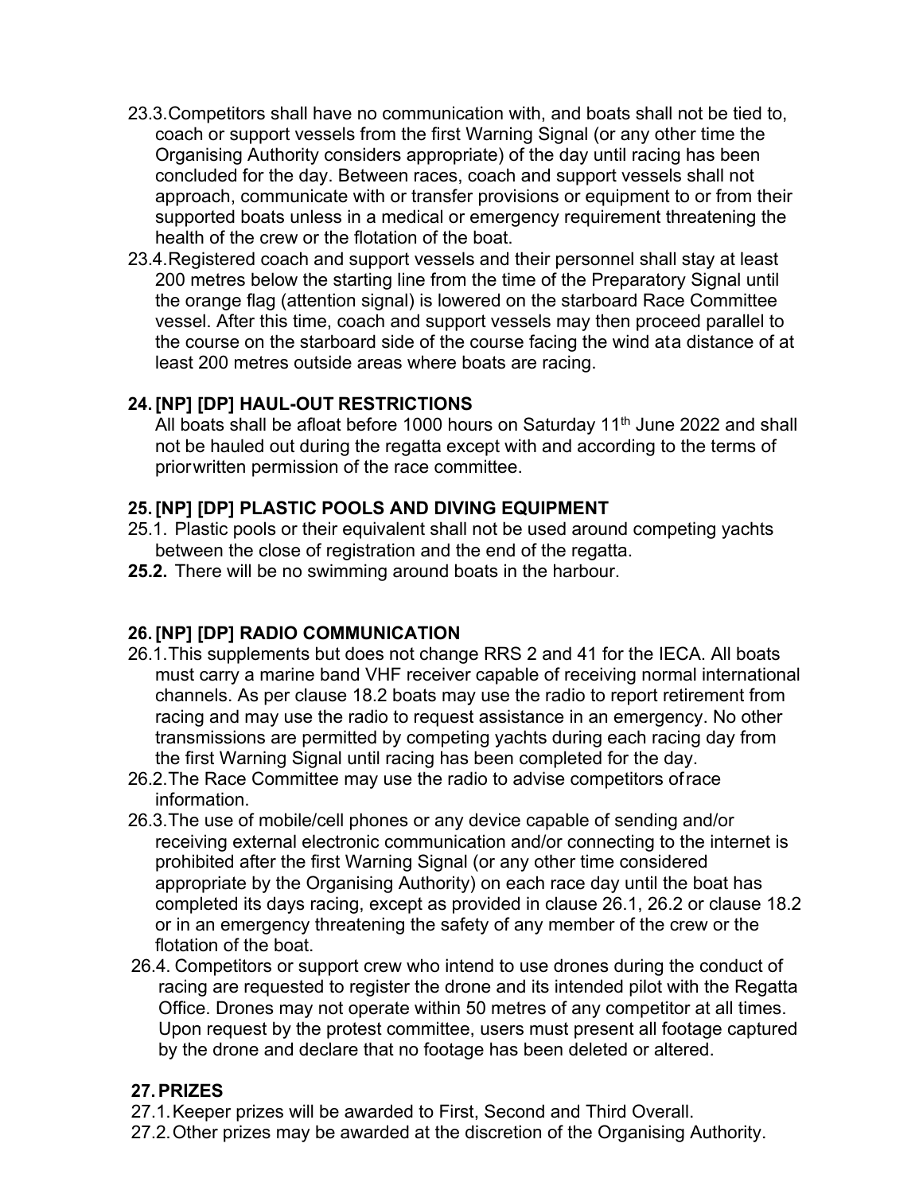23.3. Competitors shall have no communication with, and boats shall not be tied to, coach or support vessels from the first Warning Signal (or any other time the Organising Authority considers appropriate) of the day until racing has been concluded for the day. Between races, coach and support vessels shall not approach, communicate with or transfer provisions or equipment to or from their supported boats unless in a medical or emergency requirement threatening the health of the crew or the flotation of the boat.

23.4. Registered coach and support vessels and their personnel shall stay at least 200 metres below the starting line from the time of the Preparatory Signal until the orange flag (attention signal) is lowered on the starboard Race Committee vessel. After this time, coach and support vessels may then proceed parallel to the course on the starboard side of the course facing the wind ata distance of at least 200 metres outside areas where boats are racing.

## 24. [NP] [DP] HAUL-OUT RESTRICTIONS

All boats shall be afloat before 1000 hours on Saturday 11th June 2022 and shall not be hauled out during the regatta except with and according to the terms of priorwritten permission of the race committee.

## 25. [NP] [DP] PLASTIC POOLS AND DIVING EQUIPMENT

25.1. Plastic pools or their equivalent shall not be used around competing yachts between the close of registration and the end of the regatta.

**25.2.** There will be no swimming around boats in the harbour.

## 26. [NP] [DP] RADIO COMMUNICATION

26.1. This supplements but does not change RRS 2 and 41 for the IECA. All boats must carry a marine band VHF receiver capable of receiving normal international channels. As per clause 18.2 boats may use the radio to report retirement from racing and may use the radio to request assistance in an emergency. No other transmissions are permitted by competing yachts during each racing day from the first Warning Signal until racing has been completed for the day.

26.2. The Race Committee may use the radio to advise competitors ofrace information.

26.3. The use of mobile/cell phones or any device capable of sending and/or receiving external electronic communication and/or connecting to the internet is prohibited after the first Warning Signal (or any other time considered appropriate by the Organising Authority) on each race day until the boat has completed its days racing, except as provided in clause 26.1, 26.2 or clause 18.2 or in an emergency threatening the safety of any member of the crew or the flotation of the boat.

26.4. Competitors or support crew who intend to use drones during the conduct of racing are requested to register the drone and its intended pilot with the Regatta Office. Drones may not operate within 50 metres of any competitor at all times. Upon request by the protest committee, users must present all footage captured by the drone and declare that no footage has been deleted or altered.

## 27. PRIZES

27.1. Keeper prizes will be awarded to First, Second and Third Overall.

27.2. Other prizes may be awarded at the discretion of the Organising Authority.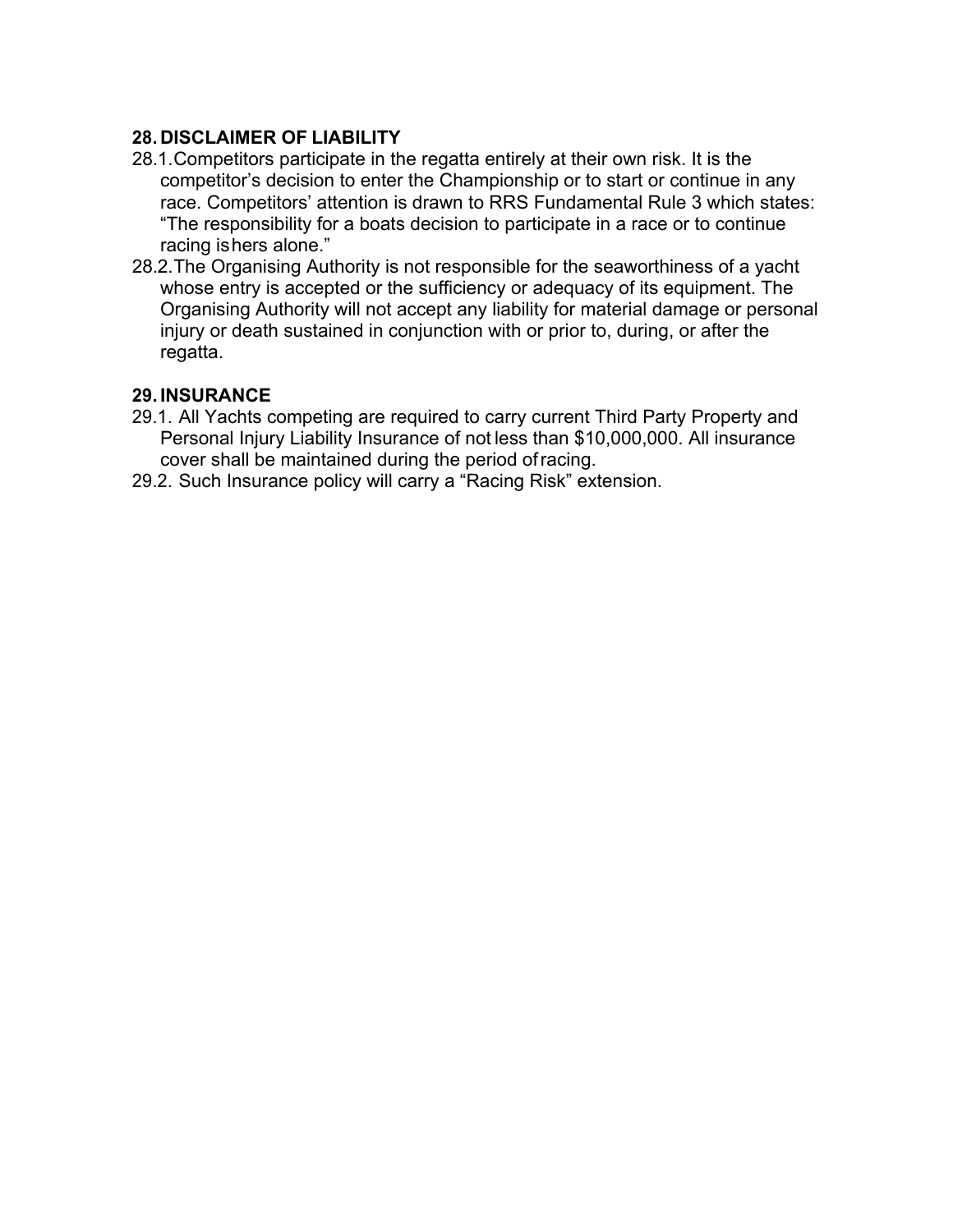## 28. DISCLAIMER OF LIABILITY

28.1. Competitors participate in the regatta entirely at their own risk. It is the competitor's decision to enter the Championship or to start or continue in any race. Competitors' attention is drawn to RRS Fundamental Rule 3 which states: "The responsibility for a boats decision to participate in a race or to continue racing is hers alone."

28.2. The Organising Authority is not responsible for the seaworthiness of a yacht whose entry is accepted or the sufficiency or adequacy of its equipment. The Organising Authority will not accept any liability for material damage or personal injury or death sustained in conjunction with or prior to, during, or after the regatta.

## 29. INSURANCE

29.1. All Yachts competing are required to carry current Third Party Property and Personal Injury Liability Insurance of not less than $10,000,000. All insurance cover shall be maintained during the period of racing.

29.2. Such Insurance policy will carry a "Racing Risk" extension.